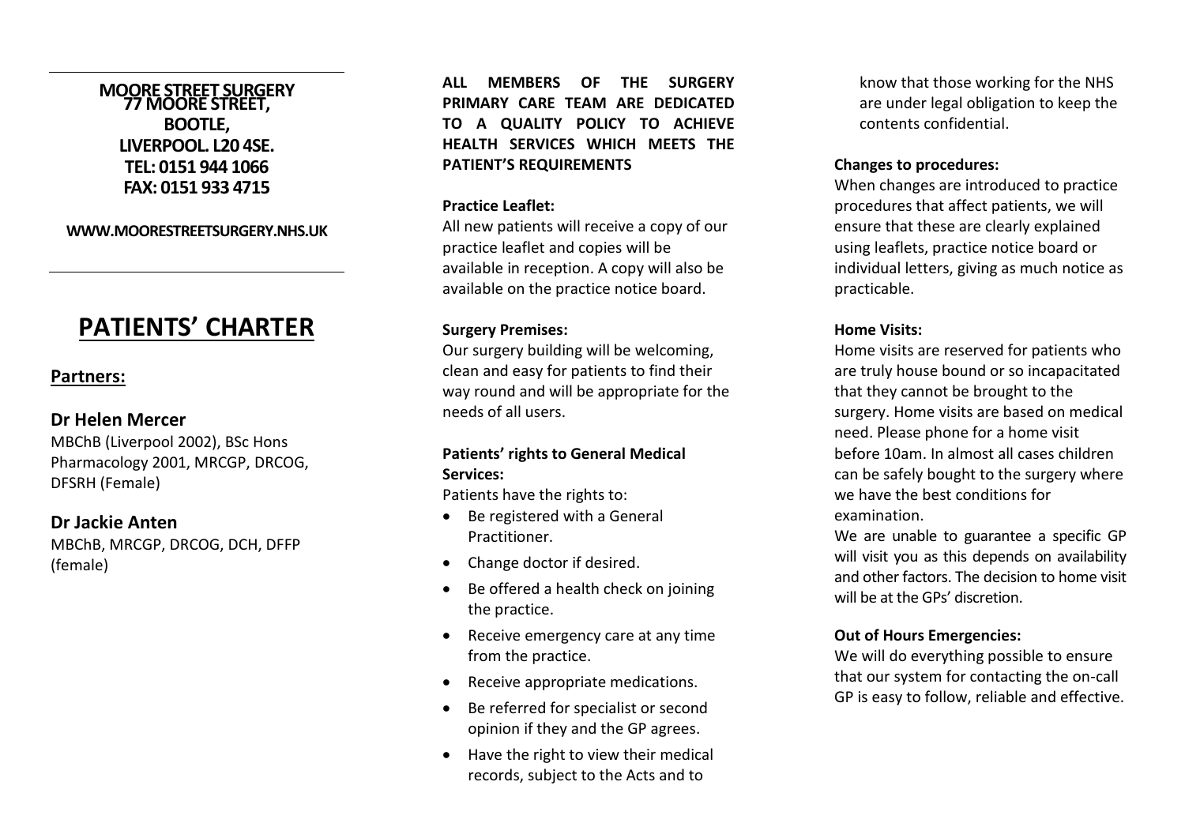**MOORE STREET SURGERY**
**77 MOORE STREET,**
**BOOTLE,**
**LIVERPOOL. L20 4SE.**
**TEL: 0151 944 1066**
**FAX: 0151 933 4715**

**WWW.MOORESTREETSURGERY.NHS.UK**

# PATIENTS' CHARTER

## Partners:

### Dr Helen Mercer

MBChB (Liverpool 2002), BSc Hons Pharmacology 2001, MRCGP, DRCOG, DFSRH (Female)

### Dr Jackie Anten

MBChB, MRCGP, DRCOG, DCH, DFFP (female)

**ALL MEMBERS OF THE SURGERY PRIMARY CARE TEAM ARE DEDICATED TO A QUALITY POLICY TO ACHIEVE HEALTH SERVICES WHICH MEETS THE PATIENT'S REQUIREMENTS**

**Practice Leaflet:**

All new patients will receive a copy of our practice leaflet and copies will be available in reception. A copy will also be available on the practice notice board.

**Surgery Premises:**

Our surgery building will be welcoming, clean and easy for patients to find their way round and will be appropriate for the needs of all users.

**Patients' rights to General Medical Services:**

Patients have the rights to:

- Be registered with a General Practitioner.
- Change doctor if desired.
- Be offered a health check on joining the practice.
- Receive emergency care at any time from the practice.
- Receive appropriate medications.
- Be referred for specialist or second opinion if they and the GP agrees.
- Have the right to view their medical records, subject to the Acts and to know that those working for the NHS are under legal obligation to keep the contents confidential.

**Changes to procedures:**

When changes are introduced to practice procedures that affect patients, we will ensure that these are clearly explained using leaflets, practice notice board or individual letters, giving as much notice as practicable.

**Home Visits:**

Home visits are reserved for patients who are truly house bound or so incapacitated that they cannot be brought to the surgery. Home visits are based on medical need. Please phone for a home visit before 10am. In almost all cases children can be safely bought to the surgery where we have the best conditions for examination.

We are unable to guarantee a specific GP will visit you as this depends on availability and other factors. The decision to home visit will be at the GPs' discretion.

**Out of Hours Emergencies:**

We will do everything possible to ensure that our system for contacting the on-call GP is easy to follow, reliable and effective.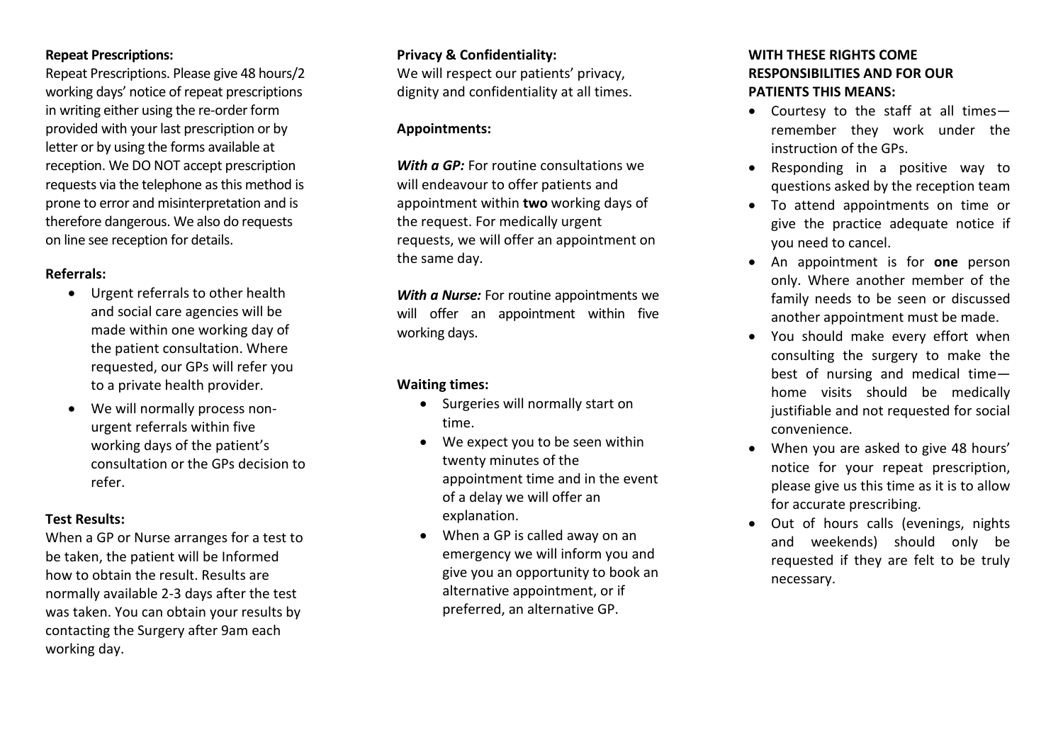**Repeat Prescriptions:**

Repeat Prescriptions. Please give 48 hours/2 working days' notice of repeat prescriptions in writing either using the re-order form provided with your last prescription or by letter or by using the forms available at reception. We DO NOT accept prescription requests via the telephone as this method is prone to error and misinterpretation and is therefore dangerous. We also do requests on line see reception for details.

**Referrals:**

- Urgent referrals to other health and social care agencies will be made within one working day of the patient consultation. Where requested, our GPs will refer you to a private health provider.
- We will normally process non-urgent referrals within five working days of the patient's consultation or the GPs decision to refer.

**Test Results:**

When a GP or Nurse arranges for a test to be taken, the patient will be Informed how to obtain the result. Results are normally available 2-3 days after the test was taken. You can obtain your results by contacting the Surgery after 9am each working day.

**Privacy & Confidentiality:**

We will respect our patients' privacy, dignity and confidentiality at all times.

**Appointments:**

***With a GP:*** For routine consultations we will endeavour to offer patients and appointment within **two** working days of the request. For medically urgent requests, we will offer an appointment on the same day.

***With a Nurse:*** For routine appointments we will offer an appointment within five working days.

**Waiting times:**

- Surgeries will normally start on time.
- We expect you to be seen within twenty minutes of the appointment time and in the event of a delay we will offer an explanation.
- When a GP is called away on an emergency we will inform you and give you an opportunity to book an alternative appointment, or if preferred, an alternative GP.

**WITH THESE RIGHTS COME RESPONSIBILITIES AND FOR OUR PATIENTS THIS MEANS:**

- Courtesy to the staff at all times—remember they work under the instruction of the GPs.
- Responding in a positive way to questions asked by the reception team
- To attend appointments on time or give the practice adequate notice if you need to cancel.
- An appointment is for **one** person only. Where another member of the family needs to be seen or discussed another appointment must be made.
- You should make every effort when consulting the surgery to make the best of nursing and medical time—home visits should be medically justifiable and not requested for social convenience.
- When you are asked to give 48 hours' notice for your repeat prescription, please give us this time as it is to allow for accurate prescribing.
- Out of hours calls (evenings, nights and weekends) should only be requested if they are felt to be truly necessary.